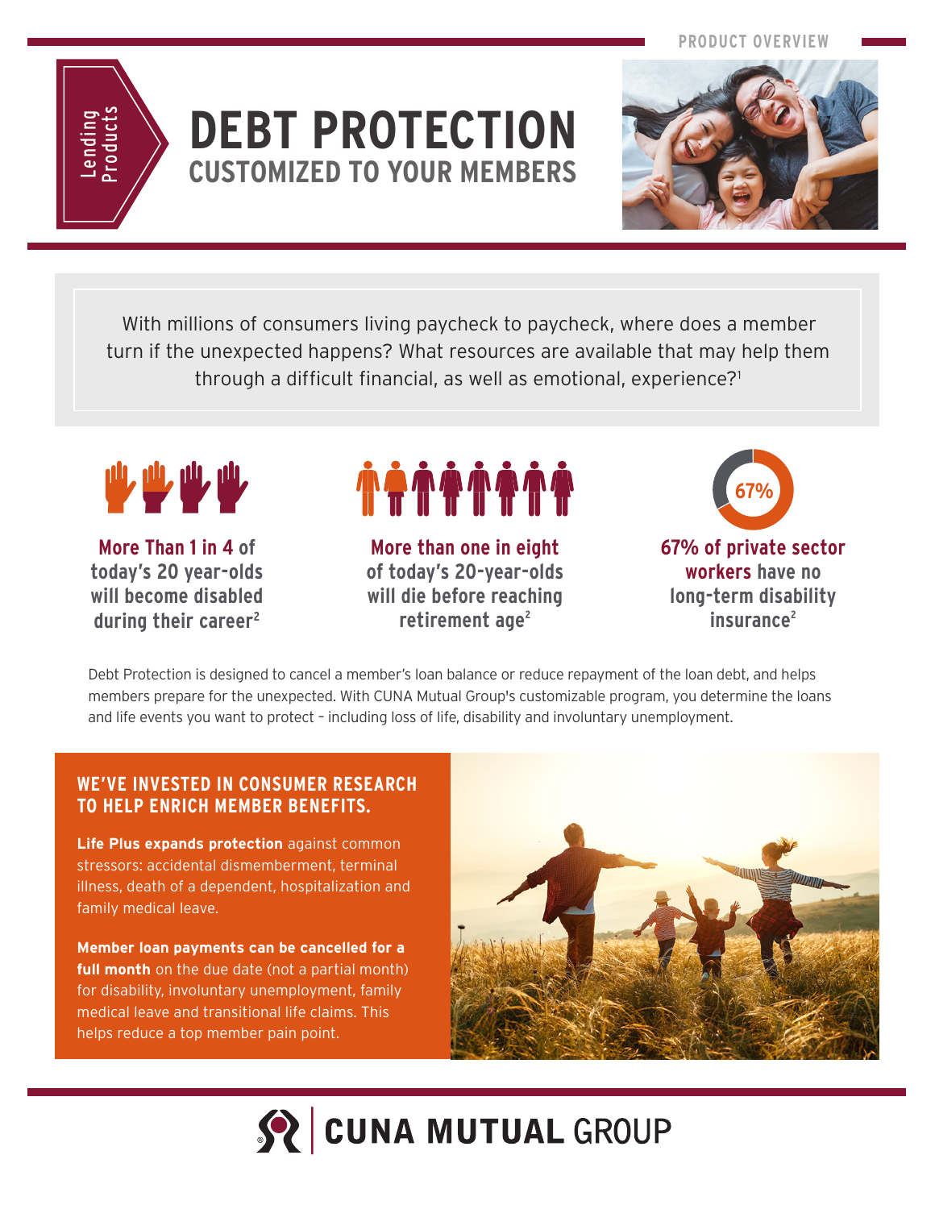PRODUCT OVERVIEW

Lending Products

# DEBT PROTECTION

## CUSTOMIZED TO YOUR MEMBERS

With millions of consumers living paycheck to paycheck, where does a member turn if the unexpected happens? What resources are available that may help them through a difficult financial, as well as emotional, experience?[1]

**More Than 1 in 4** of today's 20 year-olds will become disabled during their career[2]

**More than one in eight** of today's 20-year-olds will die before reaching retirement age[2]

67%

**67% of private sector workers** have no long-term disability insurance[2]

Debt Protection is designed to cancel a member's loan balance or reduce repayment of the loan debt, and helps members prepare for the unexpected. With CUNA Mutual Group's customizable program, you determine the loans and life events you want to protect – including loss of life, disability and involuntary unemployment.

### WE'VE INVESTED IN CONSUMER RESEARCH TO HELP ENRICH MEMBER BENEFITS.

**Life Plus expands protection** against common stressors: accidental dismemberment, terminal illness, death of a dependent, hospitalization and family medical leave.

**Member loan payments can be cancelled for a full month** on the due date (not a partial month) for disability, involuntary unemployment, family medical leave and transitional life claims. This helps reduce a top member pain point.

CUNA MUTUAL GROUP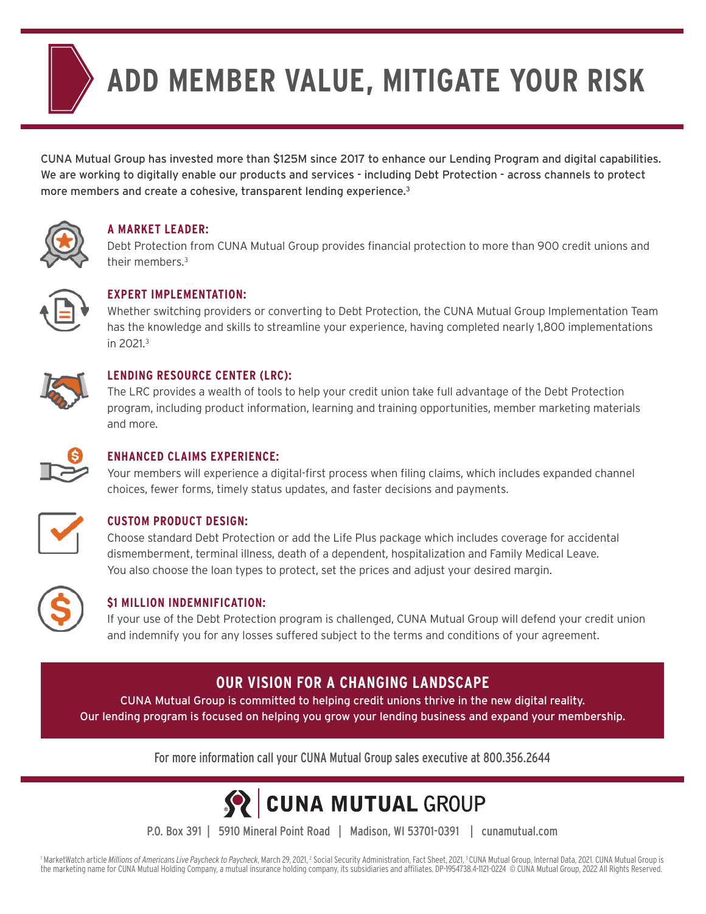# ADD MEMBER VALUE, MITIGATE YOUR RISK

CUNA Mutual Group has invested more than $125M since 2017 to enhance our Lending Program and digital capabilities. We are working to digitally enable our products and services - including Debt Protection - across channels to protect more members and create a cohesive, transparent lending experience.[3]

### A MARKET LEADER:

Debt Protection from CUNA Mutual Group provides financial protection to more than 900 credit unions and their members.[3]

### EXPERT IMPLEMENTATION:

Whether switching providers or converting to Debt Protection, the CUNA Mutual Group Implementation Team has the knowledge and skills to streamline your experience, having completed nearly 1,800 implementations in 2021.[3]

### LENDING RESOURCE CENTER (LRC):

The LRC provides a wealth of tools to help your credit union take full advantage of the Debt Protection program, including product information, learning and training opportunities, member marketing materials and more.

### ENHANCED CLAIMS EXPERIENCE:

Your members will experience a digital-first process when filing claims, which includes expanded channel choices, fewer forms, timely status updates, and faster decisions and payments.

### CUSTOM PRODUCT DESIGN:

Choose standard Debt Protection or add the Life Plus package which includes coverage for accidental dismemberment, terminal illness, death of a dependent, hospitalization and Family Medical Leave. You also choose the loan types to protect, set the prices and adjust your desired margin.

### $1 MILLION INDEMNIFICATION:

If your use of the Debt Protection program is challenged, CUNA Mutual Group will defend your credit union and indemnify you for any losses suffered subject to the terms and conditions of your agreement.

## OUR VISION FOR A CHANGING LANDSCAPE

CUNA Mutual Group is committed to helping credit unions thrive in the new digital reality.
Our lending program is focused on helping you grow your lending business and expand your membership.

For more information call your CUNA Mutual Group sales executive at 800.356.2644

**CUNA MUTUAL GROUP**

P.O. Box 391 | 5910 Mineral Point Road | Madison, WI 53701-0391 | cunamutual.com

[1] MarketWatch article *Millions of Americans Live Paycheck to Paycheck*, March 29, 2021, [2] Social Security Administration, Fact Sheet, 2021, [3] CUNA Mutual Group, Internal Data, 2021. CUNA Mutual Group is the marketing name for CUNA Mutual Holding Company, a mutual insurance holding company, its subsidiaries and affiliates. DP-1954738.4-1121-0224 © CUNA Mutual Group, 2022 All Rights Reserved.